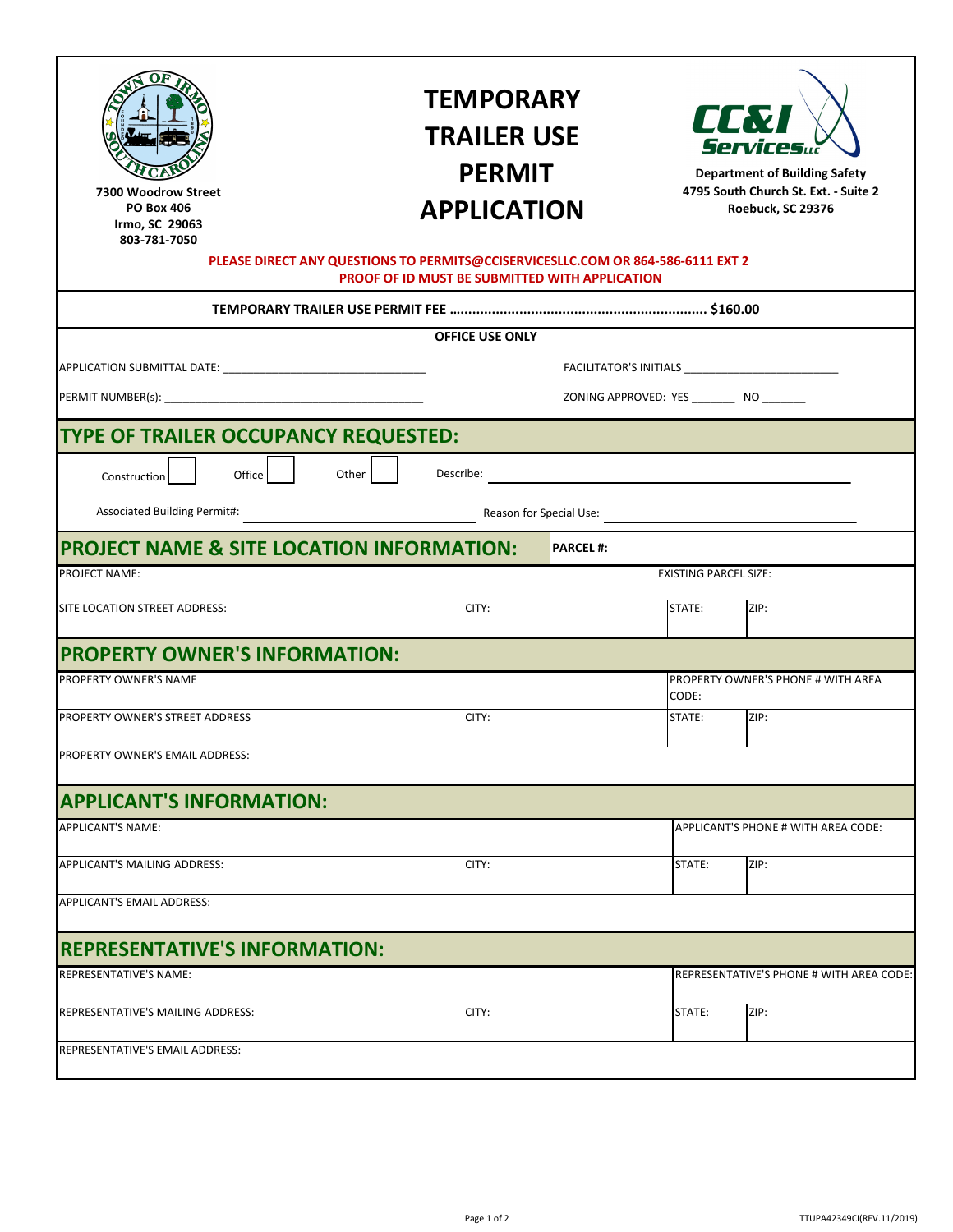7300 Woodrow Street
PO Box 406
Irmo, SC 29063
803-781-7050

# TEMPORARY TRAILER USE PERMIT APPLICATION

**Department of Building Safety**
**4795 South Church St. Ext. - Suite 2**
**Roebuck, SC 29376**

**PLEASE DIRECT ANY QUESTIONS TO PERMITS@CCISERVICESLLC.COM OR 864-586-6111 EXT 2**
**PROOF OF ID MUST BE SUBMITTED WITH APPLICATION**

**TEMPORARY TRAILER USE PERMIT FEE ................................................................ $160.00**

**OFFICE USE ONLY**

APPLICATION SUBMITTAL DATE: ______________________________ FACILITATOR'S INITIALS ______________________

PERMIT NUMBER(s): ______________________________ ZONING APPROVED: YES _______ NO _______

## TYPE OF TRAILER OCCUPANCY REQUESTED:

Construction ☐ Office ☐ Other ☐ Describe: ______________________________

Associated Building Permit#: ______________________ Reason for Special Use: ______________________

## PROJECT NAME & SITE LOCATION INFORMATION: PARCEL #:

| PROJECT NAME: | | EXISTING PARCEL SIZE: | |
|---|---|---|---|
| SITE LOCATION STREET ADDRESS: | CITY: | STATE: | ZIP: |

## PROPERTY OWNER'S INFORMATION:

| PROPERTY OWNER'S NAME | | PROPERTY OWNER'S PHONE # WITH AREA CODE: | |
|---|---|---|---|
| PROPERTY OWNER'S STREET ADDRESS | CITY: | STATE: | ZIP: |
| PROPERTY OWNER'S EMAIL ADDRESS: | | | |

## APPLICANT'S INFORMATION:

| APPLICANT'S NAME: | | APPLICANT'S PHONE # WITH AREA CODE: | |
|---|---|---|---|
| APPLICANT'S MAILING ADDRESS: | CITY: | STATE: | ZIP: |
| APPLICANT'S EMAIL ADDRESS: | | | |

## REPRESENTATIVE'S INFORMATION:

| REPRESENTATIVE'S NAME: | | REPRESENTATIVE'S PHONE # WITH AREA CODE: | |
|---|---|---|---|
| REPRESENTATIVE'S MAILING ADDRESS: | CITY: | STATE: | ZIP: |
| REPRESENTATIVE'S EMAIL ADDRESS: | | | |

TTUPA42349CI(REV.11/2019)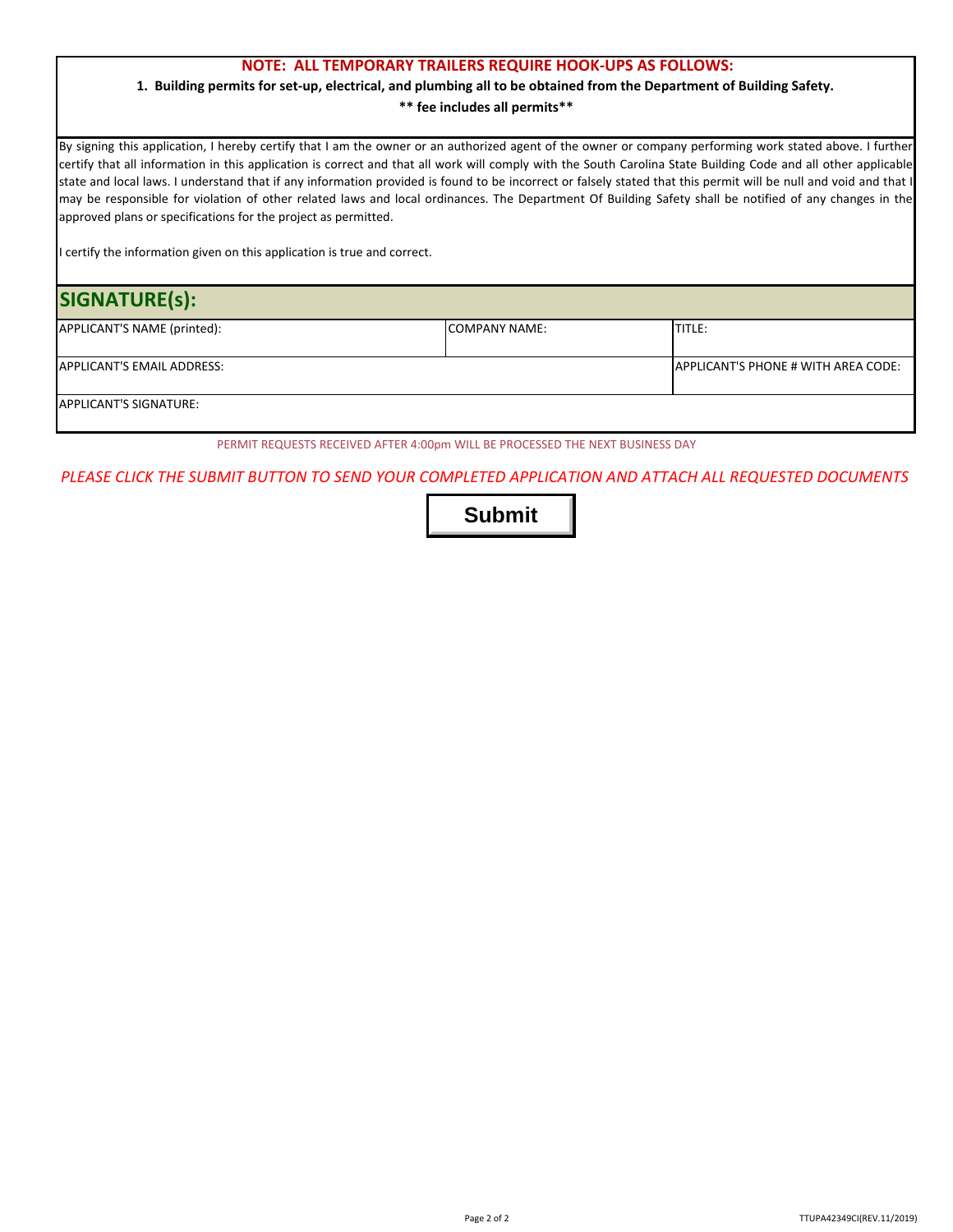**NOTE: ALL TEMPORARY TRAILERS REQUIRE HOOK-UPS AS FOLLOWS:**

**1. Building permits for set-up, electrical, and plumbing all to be obtained from the Department of Building Safety.**

**** fee includes all permits****

By signing this application, I hereby certify that I am the owner or an authorized agent of the owner or company performing work stated above. I further certify that all information in this application is correct and that all work will comply with the South Carolina State Building Code and all other applicable state and local laws. I understand that if any information provided is found to be incorrect or falsely stated that this permit will be null and void and that I may be responsible for violation of other related laws and local ordinances. The Department Of Building Safety shall be notified of any changes in the approved plans or specifications for the project as permitted.

I certify the information given on this application is true and correct.

## SIGNATURE(s):

| | | |
|---|---|---|
| APPLICANT'S NAME (printed): | COMPANY NAME: | TITLE: |
| APPLICANT'S EMAIL ADDRESS: | | APPLICANT'S PHONE # WITH AREA CODE: |
| APPLICANT'S SIGNATURE: | | |

PERMIT REQUESTS RECEIVED AFTER 4:00pm WILL BE PROCESSED THE NEXT BUSINESS DAY

*PLEASE CLICK THE SUBMIT BUTTON TO SEND YOUR COMPLETED APPLICATION AND ATTACH ALL REQUESTED DOCUMENTS*

**Submit**

TTUPA42349CI(REV.11/2019)